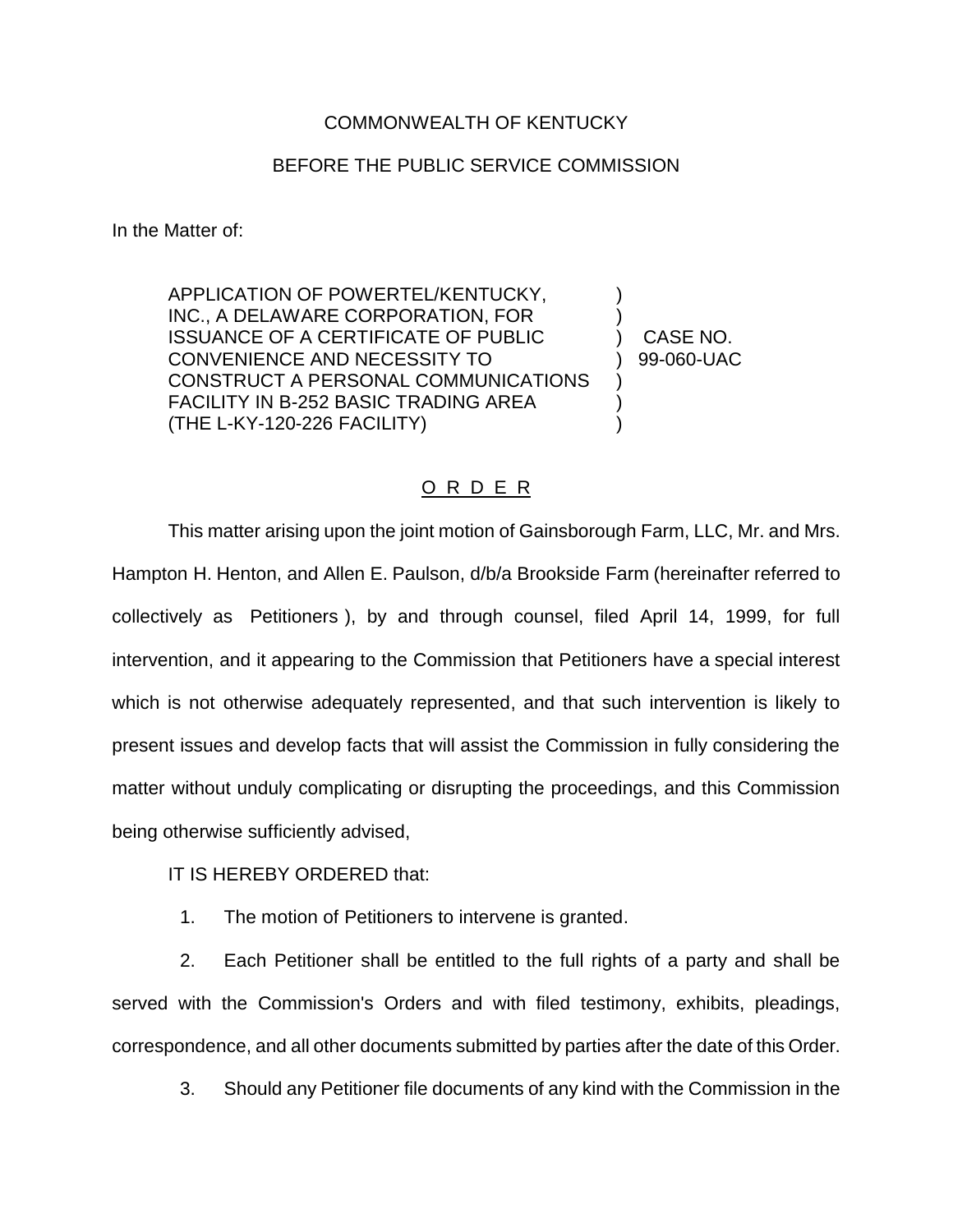COMMONWEALTH OF KENTUCKY

BEFORE THE PUBLIC SERVICE COMMISSION

In the Matter of:

| | | |
|---|---|---|
| APPLICATION OF POWERTEL/KENTUCKY, INC., A DELAWARE CORPORATION, FOR ISSUANCE OF A CERTIFICATE OF PUBLIC CONVENIENCE AND NECESSITY TO CONSTRUCT A PERSONAL COMMUNICATIONS FACILITY IN B-252 BASIC TRADING AREA (THE L-KY-120-226 FACILITY) | ) | CASE NO. 99-060-UAC |

## ORDER

This matter arising upon the joint motion of Gainsborough Farm, LLC, Mr. and Mrs. Hampton H. Henton, and Allen E. Paulson, d/b/a Brookside Farm (hereinafter referred to collectively as Petitioners ), by and through counsel, filed April 14, 1999, for full intervention, and it appearing to the Commission that Petitioners have a special interest which is not otherwise adequately represented, and that such intervention is likely to present issues and develop facts that will assist the Commission in fully considering the matter without unduly complicating or disrupting the proceedings, and this Commission being otherwise sufficiently advised,

IT IS HEREBY ORDERED that:

1. The motion of Petitioners to intervene is granted.

2. Each Petitioner shall be entitled to the full rights of a party and shall be served with the Commission's Orders and with filed testimony, exhibits, pleadings, correspondence, and all other documents submitted by parties after the date of this Order.

3. Should any Petitioner file documents of any kind with the Commission in the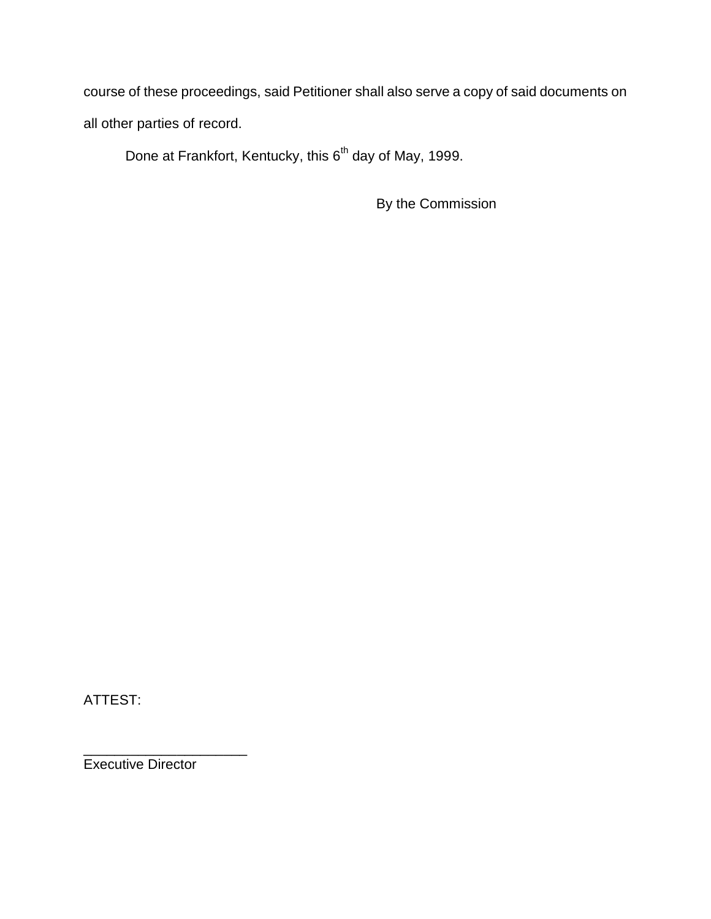course of these proceedings, said Petitioner shall also serve a copy of said documents on all other parties of record.

Done at Frankfort, Kentucky, this 6th day of May, 1999.

By the Commission

ATTEST:

_____________________
Executive Director